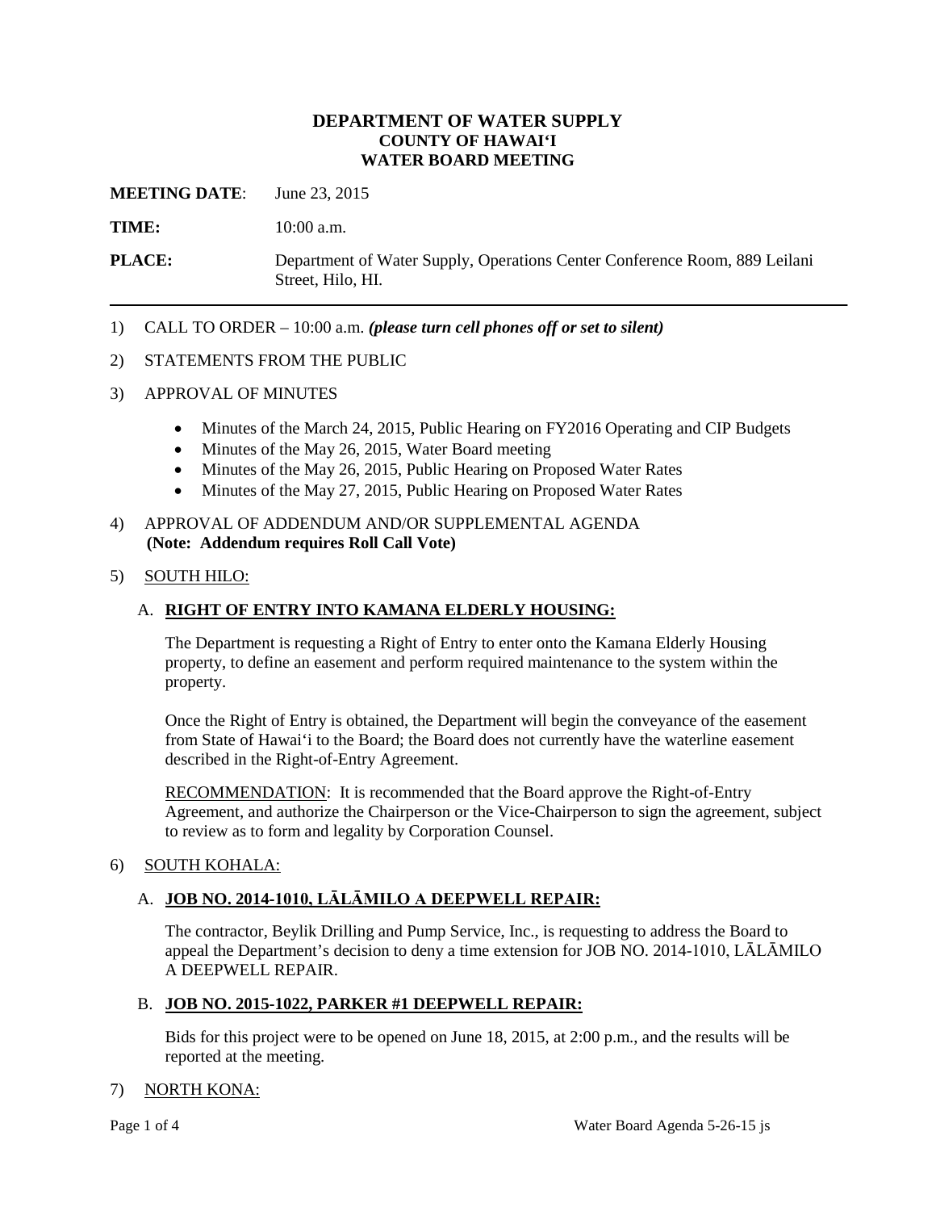# DEPARTMENT OF WATER SUPPLY
# COUNTY OF HAWAIʻI
# WATER BOARD MEETING

**MEETING DATE**: June 23, 2015

**TIME:** 10:00 a.m.

**PLACE:** Department of Water Supply, Operations Center Conference Room, 889 Leilani Street, Hilo, HI.

---

1) CALL TO ORDER – 10:00 a.m. ***(please turn cell phones off or set to silent)***

2) STATEMENTS FROM THE PUBLIC

3) APPROVAL OF MINUTES

   - Minutes of the March 24, 2015, Public Hearing on FY2016 Operating and CIP Budgets
   - Minutes of the May 26, 2015, Water Board meeting
   - Minutes of the May 26, 2015, Public Hearing on Proposed Water Rates
   - Minutes of the May 27, 2015, Public Hearing on Proposed Water Rates

4) APPROVAL OF ADDENDUM AND/OR SUPPLEMENTAL AGENDA
   **(Note: Addendum requires Roll Call Vote)**

5) SOUTH HILO:

   A. **RIGHT OF ENTRY INTO KAMANA ELDERLY HOUSING:**

   The Department is requesting a Right of Entry to enter onto the Kamana Elderly Housing property, to define an easement and perform required maintenance to the system within the property.

   Once the Right of Entry is obtained, the Department will begin the conveyance of the easement from State of Hawaiʻi to the Board; the Board does not currently have the waterline easement described in the Right-of-Entry Agreement.

   RECOMMENDATION: It is recommended that the Board approve the Right-of-Entry Agreement, and authorize the Chairperson or the Vice-Chairperson to sign the agreement, subject to review as to form and legality by Corporation Counsel.

6) SOUTH KOHALA:

   A. **JOB NO. 2014-1010, LĀLĀMILO A DEEPWELL REPAIR:**

   The contractor, Beylik Drilling and Pump Service, Inc., is requesting to address the Board to appeal the Department's decision to deny a time extension for JOB NO. 2014-1010, LĀLĀMILO A DEEPWELL REPAIR.

   B. **JOB NO. 2015-1022, PARKER #1 DEEPWELL REPAIR:**

   Bids for this project were to be opened on June 18, 2015, at 2:00 p.m., and the results will be reported at the meeting.

7) NORTH KONA: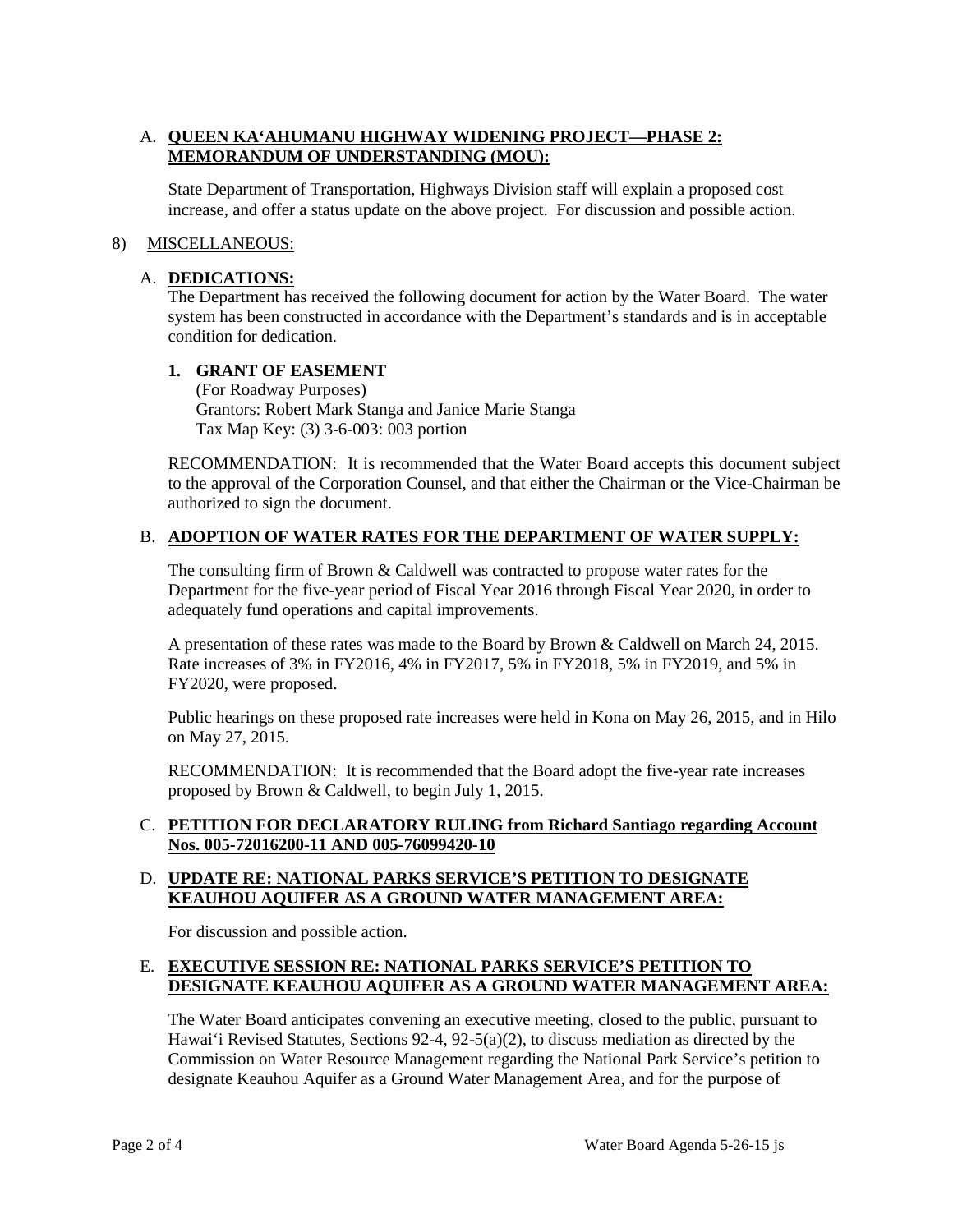A. **QUEEN KA'AHUMANU HIGHWAY WIDENING PROJECT—PHASE 2: MEMORANDUM OF UNDERSTANDING (MOU):**

State Department of Transportation, Highways Division staff will explain a proposed cost increase, and offer a status update on the above project. For discussion and possible action.

8) MISCELLANEOUS:

A. **DEDICATIONS:**

The Department has received the following document for action by the Water Board. The water system has been constructed in accordance with the Department's standards and is in acceptable condition for dedication.

**1. GRANT OF EASEMENT**
(For Roadway Purposes)
Grantors: Robert Mark Stanga and Janice Marie Stanga
Tax Map Key: (3) 3-6-003: 003 portion

RECOMMENDATION: It is recommended that the Water Board accepts this document subject to the approval of the Corporation Counsel, and that either the Chairman or the Vice-Chairman be authorized to sign the document.

B. **ADOPTION OF WATER RATES FOR THE DEPARTMENT OF WATER SUPPLY:**

The consulting firm of Brown & Caldwell was contracted to propose water rates for the Department for the five-year period of Fiscal Year 2016 through Fiscal Year 2020, in order to adequately fund operations and capital improvements.

A presentation of these rates was made to the Board by Brown & Caldwell on March 24, 2015. Rate increases of 3% in FY2016, 4% in FY2017, 5% in FY2018, 5% in FY2019, and 5% in FY2020, were proposed.

Public hearings on these proposed rate increases were held in Kona on May 26, 2015, and in Hilo on May 27, 2015.

RECOMMENDATION: It is recommended that the Board adopt the five-year rate increases proposed by Brown & Caldwell, to begin July 1, 2015.

C. **PETITION FOR DECLARATORY RULING from Richard Santiago regarding Account Nos. 005-72016200-11 AND 005-76099420-10**

D. **UPDATE RE: NATIONAL PARKS SERVICE'S PETITION TO DESIGNATE KEAUHOU AQUIFER AS A GROUND WATER MANAGEMENT AREA:**

For discussion and possible action.

E. **EXECUTIVE SESSION RE: NATIONAL PARKS SERVICE'S PETITION TO DESIGNATE KEAUHOU AQUIFER AS A GROUND WATER MANAGEMENT AREA:**

The Water Board anticipates convening an executive meeting, closed to the public, pursuant to Hawai'i Revised Statutes, Sections 92-4, 92-5(a)(2), to discuss mediation as directed by the Commission on Water Resource Management regarding the National Park Service's petition to designate Keauhou Aquifer as a Ground Water Management Area, and for the purpose of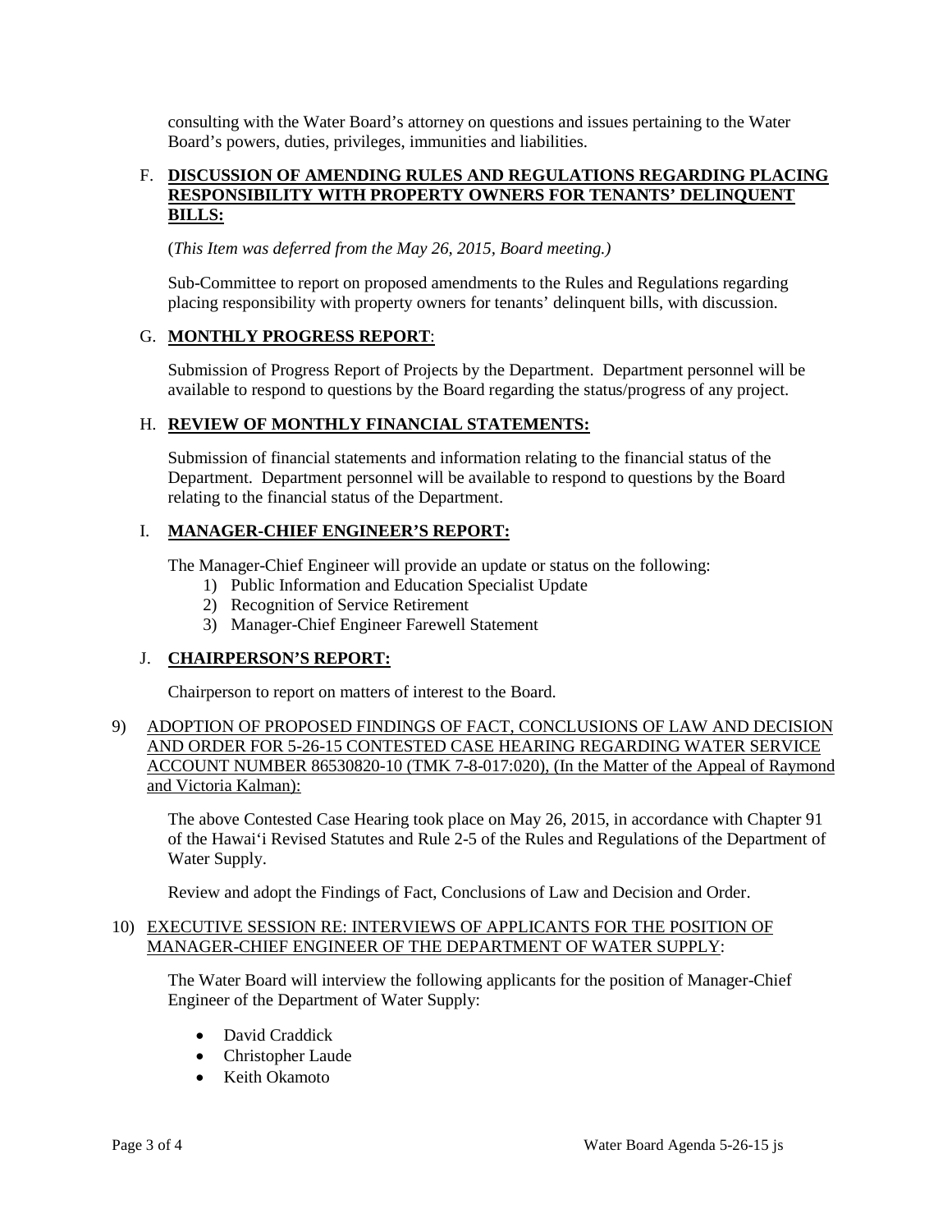consulting with the Water Board's attorney on questions and issues pertaining to the Water Board's powers, duties, privileges, immunities and liabilities.

F. **DISCUSSION OF AMENDING RULES AND REGULATIONS REGARDING PLACING RESPONSIBILITY WITH PROPERTY OWNERS FOR TENANTS' DELINQUENT BILLS:**

(*This Item was deferred from the May 26, 2015, Board meeting.)*

Sub-Committee to report on proposed amendments to the Rules and Regulations regarding placing responsibility with property owners for tenants' delinquent bills, with discussion.

G. **MONTHLY PROGRESS REPORT**:

Submission of Progress Report of Projects by the Department. Department personnel will be available to respond to questions by the Board regarding the status/progress of any project.

H. **REVIEW OF MONTHLY FINANCIAL STATEMENTS:**

Submission of financial statements and information relating to the financial status of the Department. Department personnel will be available to respond to questions by the Board relating to the financial status of the Department.

I. **MANAGER-CHIEF ENGINEER'S REPORT:**

The Manager-Chief Engineer will provide an update or status on the following:

1) Public Information and Education Specialist Update
2) Recognition of Service Retirement
3) Manager-Chief Engineer Farewell Statement

J. **CHAIRPERSON'S REPORT:**

Chairperson to report on matters of interest to the Board.

9) ADOPTION OF PROPOSED FINDINGS OF FACT, CONCLUSIONS OF LAW AND DECISION AND ORDER FOR 5-26-15 CONTESTED CASE HEARING REGARDING WATER SERVICE ACCOUNT NUMBER 86530820-10 (TMK 7-8-017:020), (In the Matter of the Appeal of Raymond and Victoria Kalman):

The above Contested Case Hearing took place on May 26, 2015, in accordance with Chapter 91 of the Hawai'i Revised Statutes and Rule 2-5 of the Rules and Regulations of the Department of Water Supply.

Review and adopt the Findings of Fact, Conclusions of Law and Decision and Order.

10) EXECUTIVE SESSION RE: INTERVIEWS OF APPLICANTS FOR THE POSITION OF MANAGER-CHIEF ENGINEER OF THE DEPARTMENT OF WATER SUPPLY:

The Water Board will interview the following applicants for the position of Manager-Chief Engineer of the Department of Water Supply:

- David Craddick
- Christopher Laude
- Keith Okamoto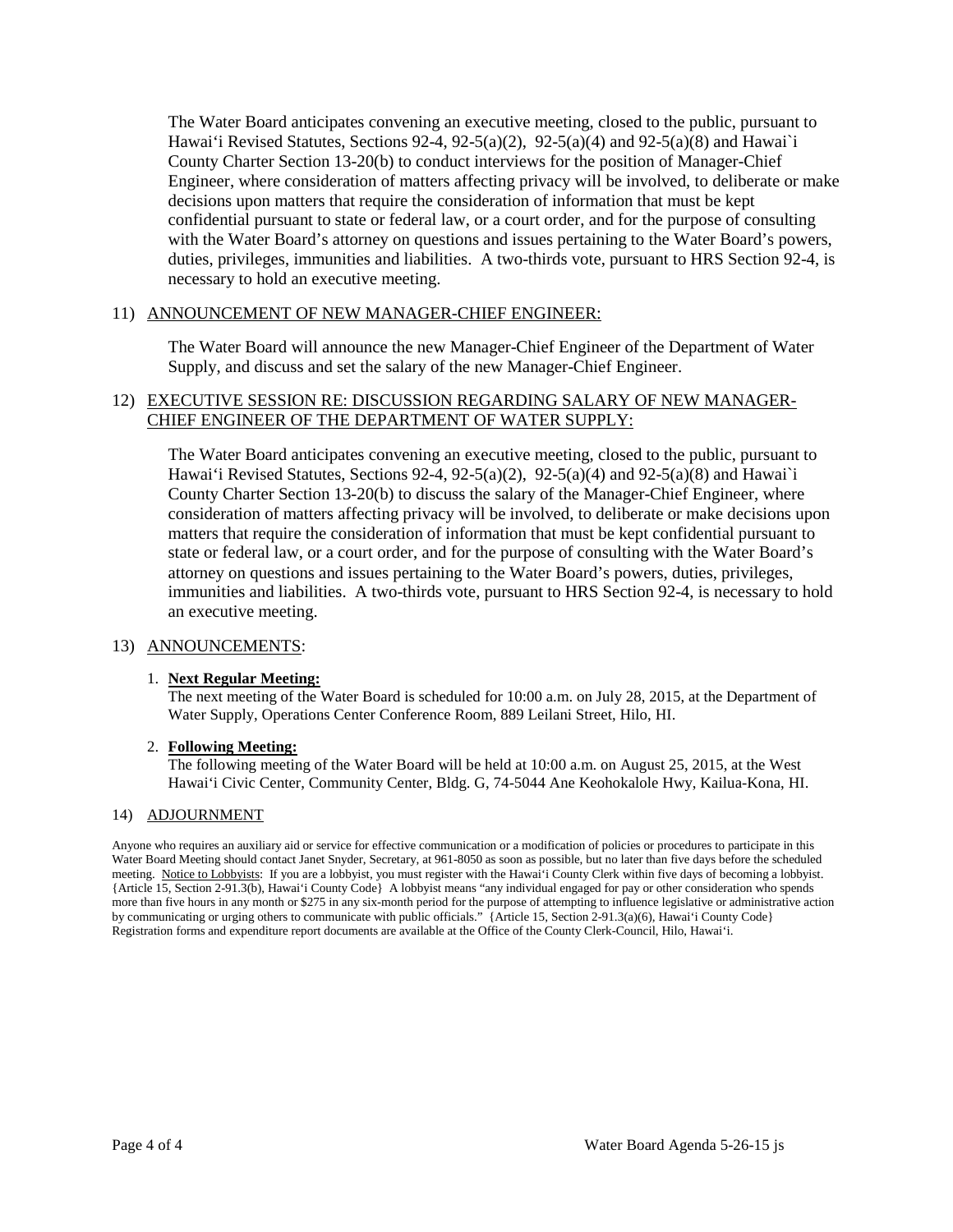The Water Board anticipates convening an executive meeting, closed to the public, pursuant to Hawaiʻi Revised Statutes, Sections 92-4, 92-5(a)(2), 92-5(a)(4) and 92-5(a)(8) and Hawai`i County Charter Section 13-20(b) to conduct interviews for the position of Manager-Chief Engineer, where consideration of matters affecting privacy will be involved, to deliberate or make decisions upon matters that require the consideration of information that must be kept confidential pursuant to state or federal law, or a court order, and for the purpose of consulting with the Water Board's attorney on questions and issues pertaining to the Water Board's powers, duties, privileges, immunities and liabilities. A two-thirds vote, pursuant to HRS Section 92-4, is necessary to hold an executive meeting.

11) <u>ANNOUNCEMENT OF NEW MANAGER-CHIEF ENGINEER:</u>

The Water Board will announce the new Manager-Chief Engineer of the Department of Water Supply, and discuss and set the salary of the new Manager-Chief Engineer.

12) <u>EXECUTIVE SESSION RE: DISCUSSION REGARDING SALARY OF NEW MANAGER-CHIEF ENGINEER OF THE DEPARTMENT OF WATER SUPPLY:</u>

The Water Board anticipates convening an executive meeting, closed to the public, pursuant to Hawaiʻi Revised Statutes, Sections 92-4, 92-5(a)(2), 92-5(a)(4) and 92-5(a)(8) and Hawai`i County Charter Section 13-20(b) to discuss the salary of the Manager-Chief Engineer, where consideration of matters affecting privacy will be involved, to deliberate or make decisions upon matters that require the consideration of information that must be kept confidential pursuant to state or federal law, or a court order, and for the purpose of consulting with the Water Board's attorney on questions and issues pertaining to the Water Board's powers, duties, privileges, immunities and liabilities. A two-thirds vote, pursuant to HRS Section 92-4, is necessary to hold an executive meeting.

13) <u>ANNOUNCEMENTS</u>:

1. **<u>Next Regular Meeting:</u>**
   The next meeting of the Water Board is scheduled for 10:00 a.m. on July 28, 2015, at the Department of Water Supply, Operations Center Conference Room, 889 Leilani Street, Hilo, HI.

2. **<u>Following Meeting:</u>**
   The following meeting of the Water Board will be held at 10:00 a.m. on August 25, 2015, at the West Hawaiʻi Civic Center, Community Center, Bldg. G, 74-5044 Ane Keohokalole Hwy, Kailua-Kona, HI.

14) <u>ADJOURNMENT</u>

Anyone who requires an auxiliary aid or service for effective communication or a modification of policies or procedures to participate in this Water Board Meeting should contact Janet Snyder, Secretary, at 961-8050 as soon as possible, but no later than five days before the scheduled meeting. <u>Notice to Lobbyists</u>: If you are a lobbyist, you must register with the Hawaiʻi County Clerk within five days of becoming a lobbyist. {Article 15, Section 2-91.3(b), Hawaiʻi County Code} A lobbyist means "any individual engaged for pay or other consideration who spends more than five hours in any month or $275 in any six-month period for the purpose of attempting to influence legislative or administrative action by communicating or urging others to communicate with public officials." {Article 15, Section 2-91.3(a)(6), Hawaiʻi County Code} Registration forms and expenditure report documents are available at the Office of the County Clerk-Council, Hilo, Hawaiʻi.